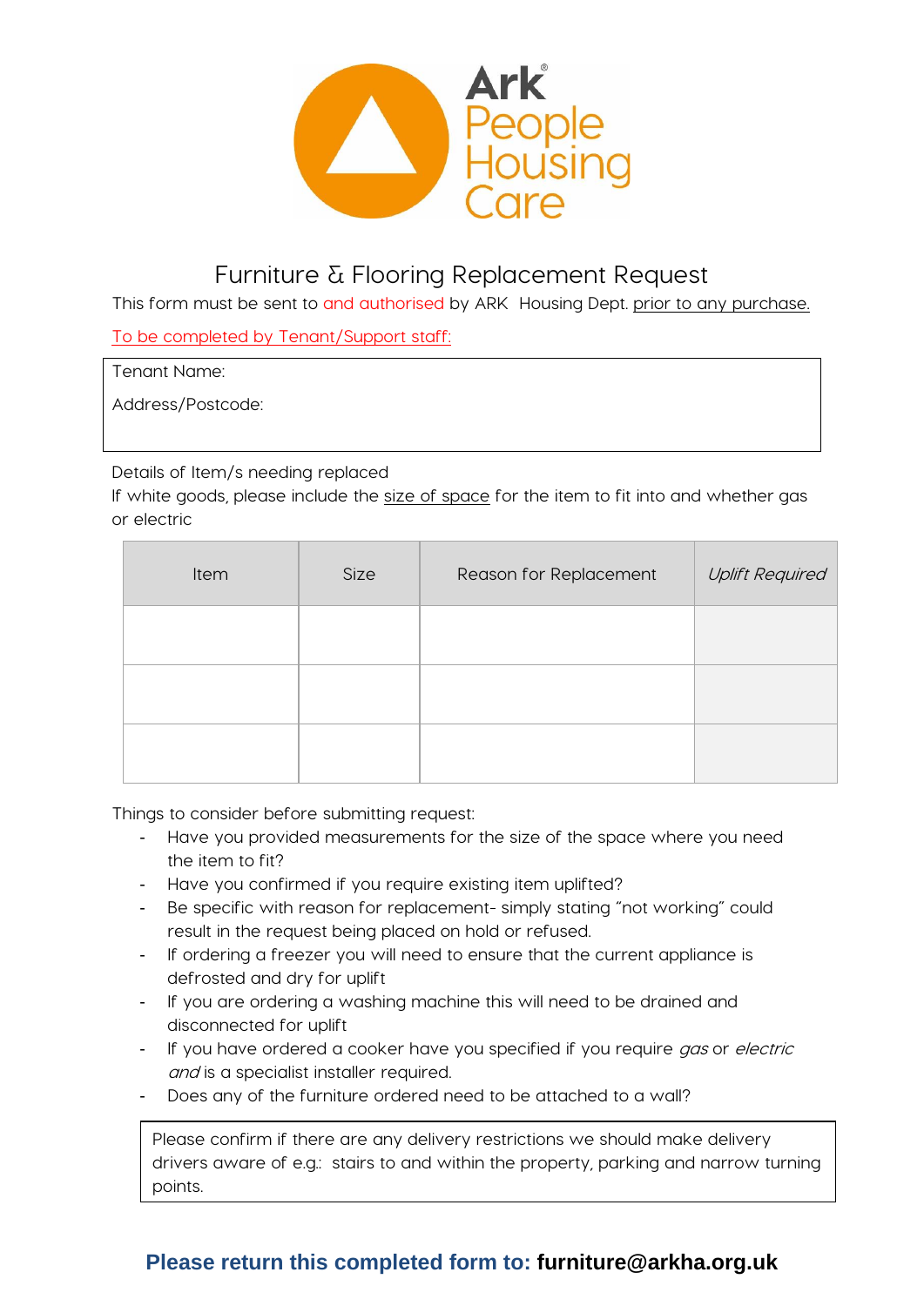Ark People Housing Care

# Furniture & Flooring Replacement Request

This form must be sent to and authorised by ARK Housing Dept. prior to any purchase.

To be completed by Tenant/Support staff:

Tenant Name:

Address/Postcode:

Details of Item/s needing replaced

If white goods, please include the size of space for the item to fit into and whether gas or electric

| Item | Size | Reason for Replacement | *Uplift Required* |
| --- | --- | --- | --- |
| | | | |
| | | | |
| | | | |

Things to consider before submitting request:

- Have you provided measurements for the size of the space where you need the item to fit?
- Have you confirmed if you require existing item uplifted?
- Be specific with reason for replacement- simply stating "not working" could result in the request being placed on hold or refused.
- If ordering a freezer you will need to ensure that the current appliance is defrosted and dry for uplift
- If you are ordering a washing machine this will need to be drained and disconnected for uplift
- If you have ordered a cooker have you specified if you require *gas* or *electric and* is a specialist installer required.
- Does any of the furniture ordered need to be attached to a wall?

Please confirm if there are any delivery restrictions we should make delivery drivers aware of e.g.: stairs to and within the property, parking and narrow turning points.

**Please return this completed form to: furniture@arkha.org.uk**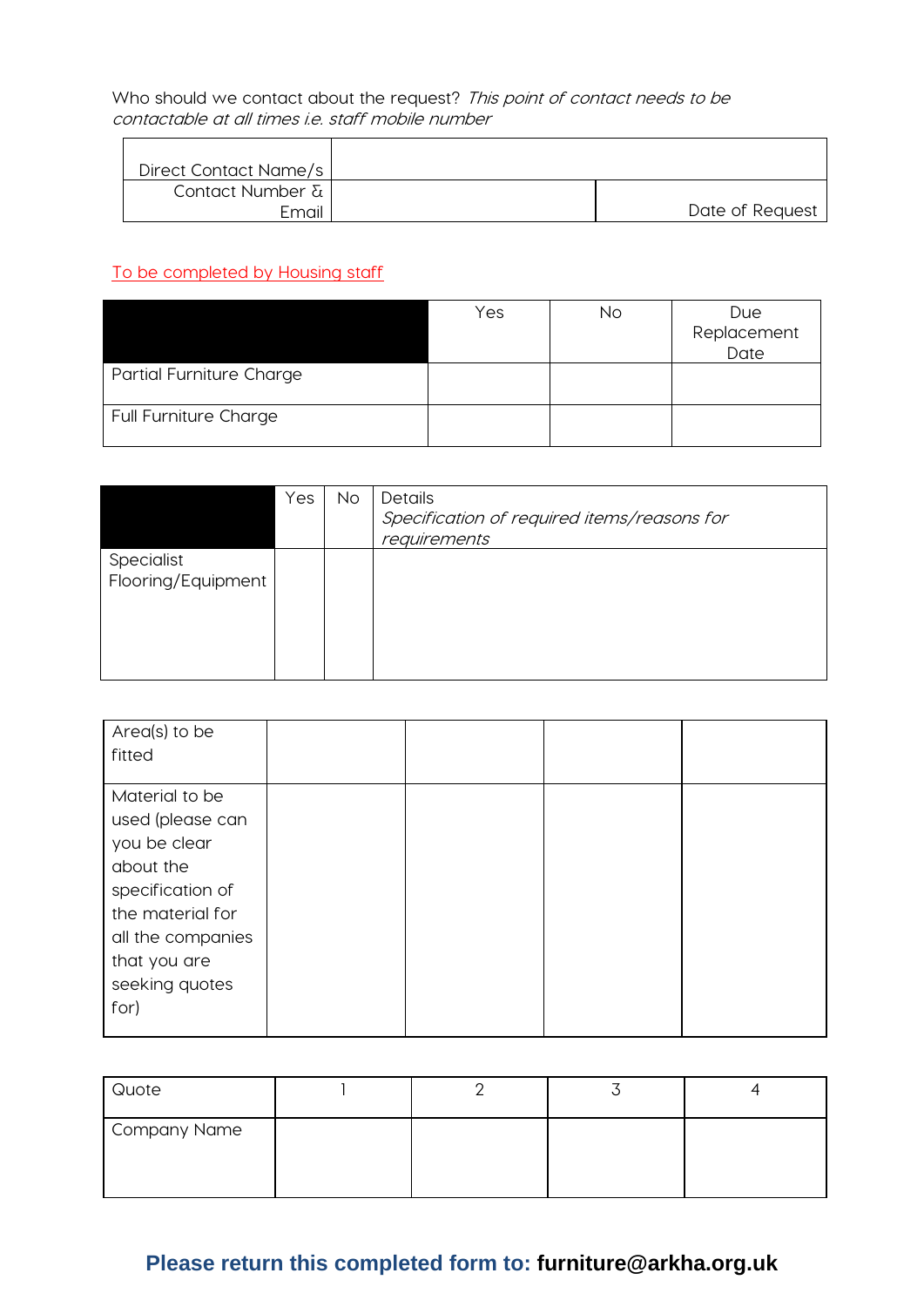Who should we contact about the request? *This point of contact needs to be contactable at all times i.e. staff mobile number*

| Direct Contact Name/s | | |
|---|---|---|
| Contact Number & Email | | Date of Request |

To be completed by Housing staff

| | Yes | No | Due Replacement Date |
|---|---|---|---|
| Partial Furniture Charge | | | |
| Full Furniture Charge | | | |

| | Yes | No | Details *Specification of required items/reasons for requirements* |
|---|---|---|---|
| Specialist Flooring/Equipment | | | |

| Area(s) to be fitted | | | | |
|---|---|---|---|---|
| Material to be used (please can you be clear about the specification of the material for all the companies that you are seeking quotes for) | | | | |

| Quote | 1 | 2 | 3 | 4 |
|---|---|---|---|---|
| Company Name | | | | |

**Please return this completed form to: furniture@arkha.org.uk**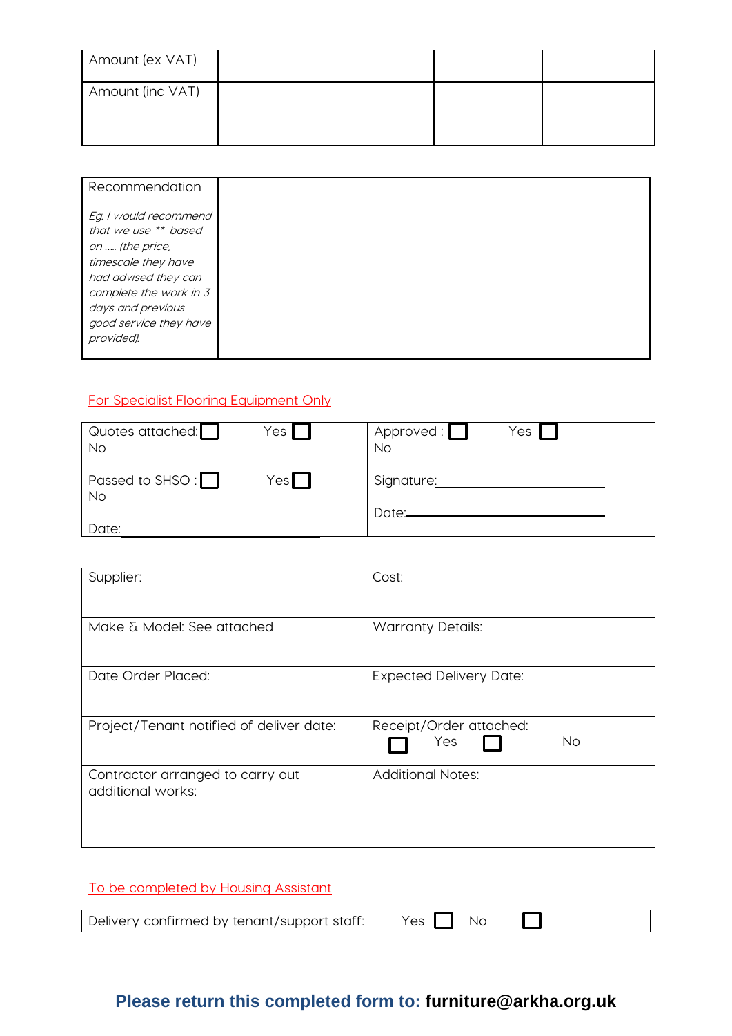| Amount (ex VAT) | | | | |
|---|---|---|---|---|
| Amount (inc VAT) | | | | |

| Recommendation<br><br>*Eg. I would recommend that we use ** based on ….. (the price, timescale they have had advised they can complete the work in 3 days and previous good service they have provided).* | |
|---|---|

For Specialist Flooring Equipment Only

| | |
|---|---|
| Quotes attached: ☐ Yes ☐ No<br><br>Passed to SHSO : ☐ Yes ☐ No<br><br>Date: ____________ | Approved : ☐ Yes ☐ No<br><br>Signature: ____________<br><br>Date: ____________ |

| | |
|---|---|
| Supplier: | Cost: |
| Make & Model: See attached | Warranty Details: |
| Date Order Placed: | Expected Delivery Date: |
| Project/Tenant notified of deliver date: | Receipt/Order attached: ☐ Yes ☐ No |
| Contractor arranged to carry out additional works: | Additional Notes: |

To be completed by Housing Assistant

| Delivery confirmed by tenant/support staff: Yes ☐ No ☐ |
|---|

**Please return this completed form to: furniture@arkha.org.uk**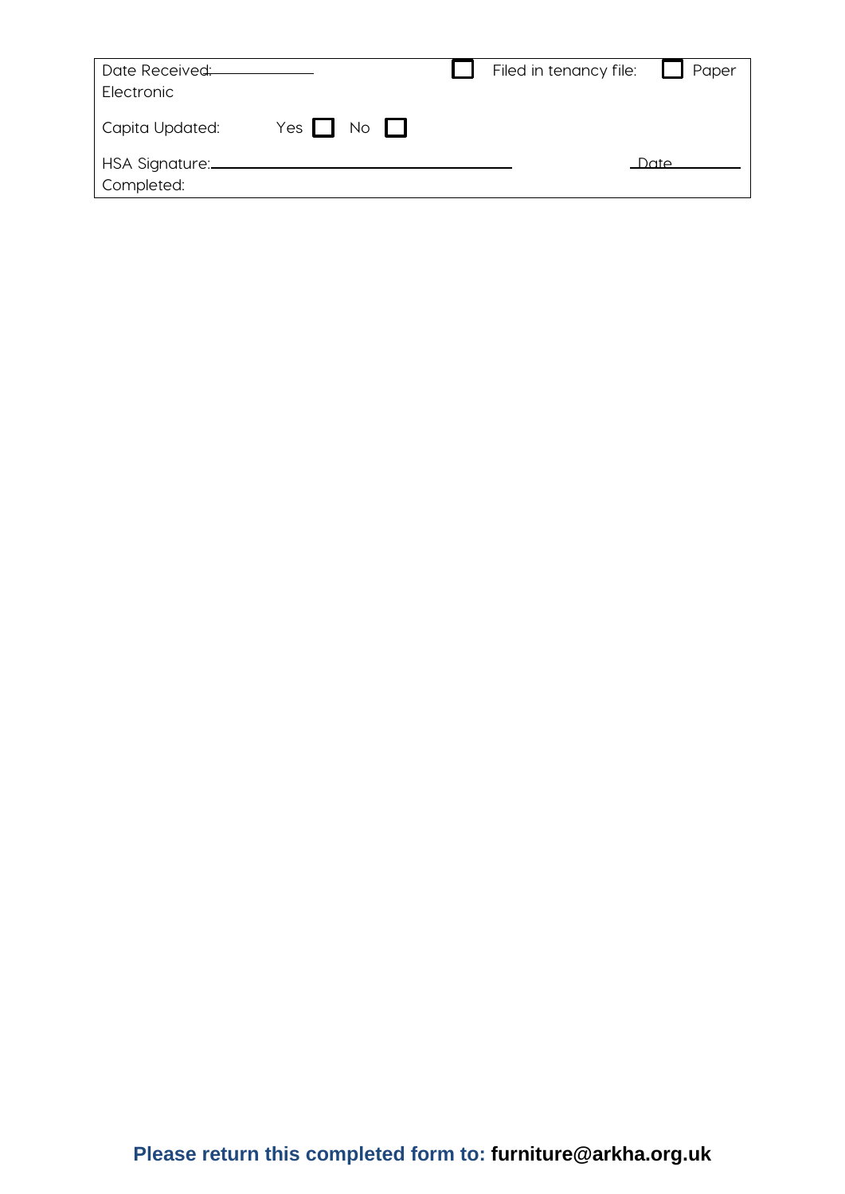| | | | |
|---|---|---|---|
| Date Received: ____________ | ☐ Electronic | Filed in tenancy file: | ☐ Paper |
| Capita Updated: | Yes ☐ No ☐ | | |
| HSA Signature: ____________________________ | | Date Completed: ________ | |

**Please return this completed form to: furniture@arkha.org.uk**